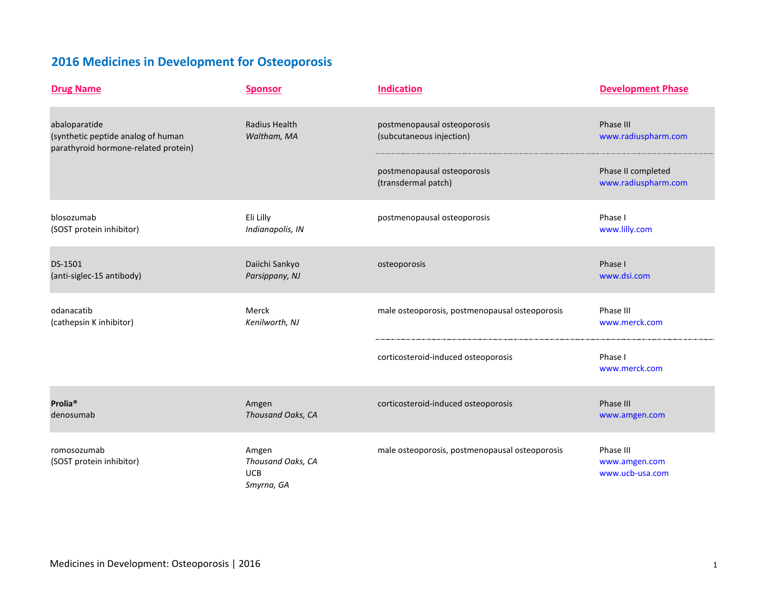# 2016 Medicines in Development for Osteoporosis

| Drug Name | Sponsor | Indication | Development Phase |
| --- | --- | --- | --- |
| abaloparatide (synthetic peptide analog of human parathyroid hormone-related protein) | Radius Health *Waltham, MA* | postmenopausal osteoporosis (subcutaneous injection) | Phase III www.radiuspharm.com |
| | | postmenopausal osteoporosis (transdermal patch) | Phase II completed www.radiuspharm.com |
| blosozumab (SOST protein inhibitor) | Eli Lilly *Indianapolis, IN* | postmenopausal osteoporosis | Phase I www.lilly.com |
| DS-1501 (anti-siglec-15 antibody) | Daiichi Sankyo *Parsippany, NJ* | osteoporosis | Phase I www.dsi.com |
| odanacatib (cathepsin K inhibitor) | Merck *Kenilworth, NJ* | male osteoporosis, postmenopausal osteoporosis | Phase III www.merck.com |
| | | corticosteroid-induced osteoporosis | Phase I www.merck.com |
| **Prolia®** denosumab | Amgen *Thousand Oaks, CA* | corticosteroid-induced osteoporosis | Phase III www.amgen.com |
| romosozumab (SOST protein inhibitor) | Amgen *Thousand Oaks, CA* UCB *Smyrna, GA* | male osteoporosis, postmenopausal osteoporosis | Phase III www.amgen.com www.ucb-usa.com |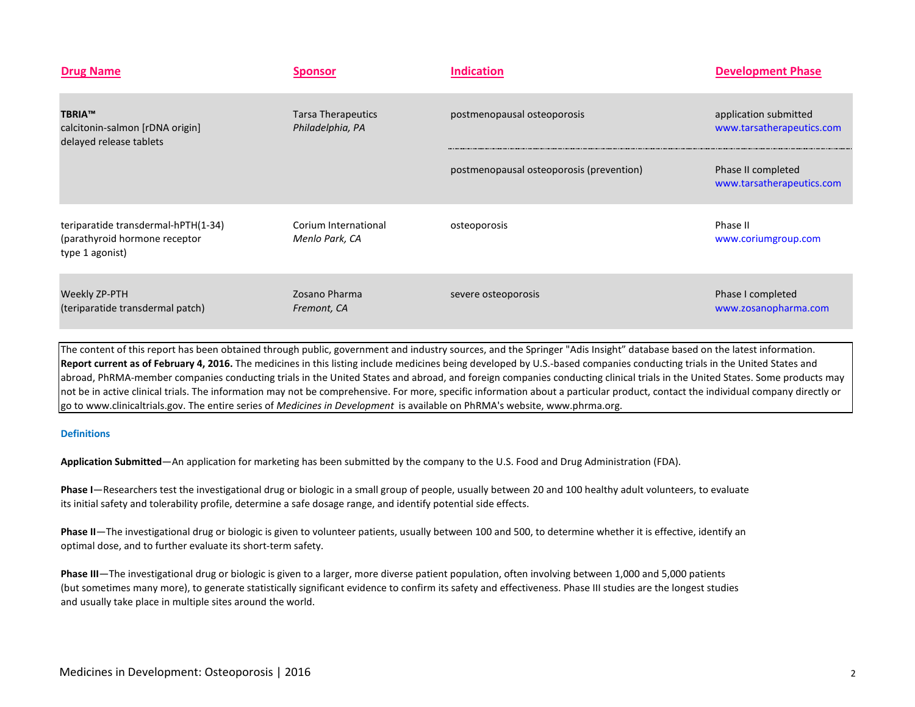| Drug Name | Sponsor | Indication | Development Phase |
|---|---|---|---|
| **TBRIA™** calcitonin-salmon [rDNA origin] delayed release tablets | Tarsa Therapeutics *Philadelphia, PA* | postmenopausal osteoporosis | application submitted www.tarsatherapeutics.com |
| | | postmenopausal osteoporosis (prevention) | Phase II completed www.tarsatherapeutics.com |
| teriparatide transdermal-hPTH(1-34) (parathyroid hormone receptor type 1 agonist) | Corium International *Menlo Park, CA* | osteoporosis | Phase II www.coriumgroup.com |
| Weekly ZP-PTH (teriparatide transdermal patch) | Zosano Pharma *Fremont, CA* | severe osteoporosis | Phase I completed www.zosanopharma.com |

The content of this report has been obtained through public, government and industry sources, and the Springer "Adis Insight" database based on the latest information. **Report current as of February 4, 2016.** The medicines in this listing include medicines being developed by U.S.-based companies conducting trials in the United States and abroad, PhRMA-member companies conducting trials in the United States and abroad, and foreign companies conducting clinical trials in the United States. Some products may not be in active clinical trials. The information may not be comprehensive. For more, specific information about a particular product, contact the individual company directly or go to www.clinicaltrials.gov. The entire series of *Medicines in Development* is available on PhRMA's website, www.phrma.org.

### Definitions

**Application Submitted**—An application for marketing has been submitted by the company to the U.S. Food and Drug Administration (FDA).

**Phase I**—Researchers test the investigational drug or biologic in a small group of people, usually between 20 and 100 healthy adult volunteers, to evaluate its initial safety and tolerability profile, determine a safe dosage range, and identify potential side effects.

**Phase II**—The investigational drug or biologic is given to volunteer patients, usually between 100 and 500, to determine whether it is effective, identify an optimal dose, and to further evaluate its short-term safety.

**Phase III**—The investigational drug or biologic is given to a larger, more diverse patient population, often involving between 1,000 and 5,000 patients (but sometimes many more), to generate statistically significant evidence to confirm its safety and effectiveness. Phase III studies are the longest studies and usually take place in multiple sites around the world.